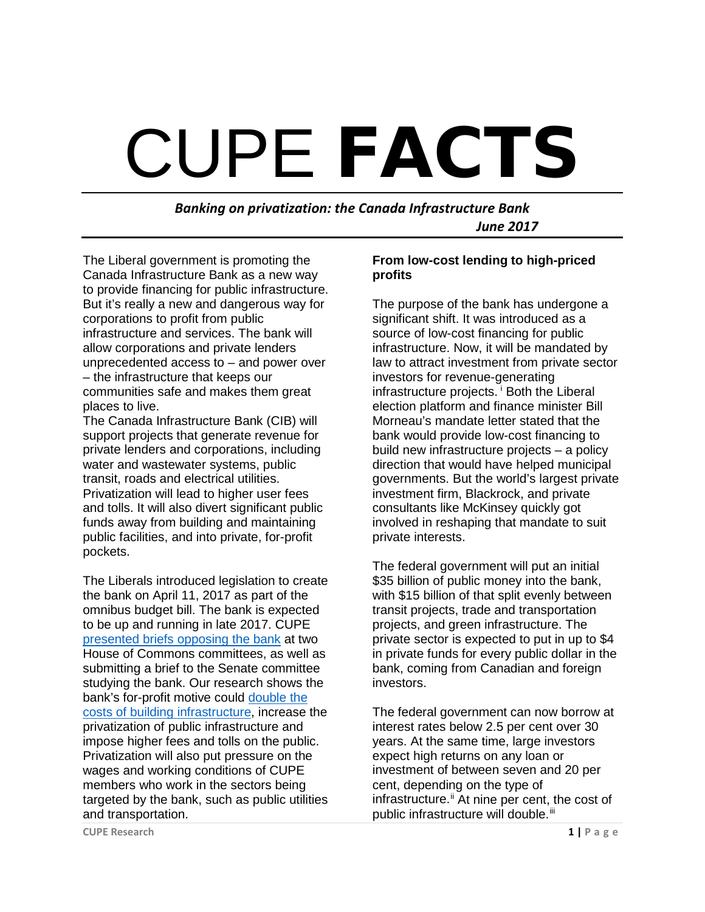# CUPE **FACTS**

***Banking on privatization: the Canada Infrastructure Bank***
***June 2017***

The Liberal government is promoting the Canada Infrastructure Bank as a new way to provide financing for public infrastructure. But it's really a new and dangerous way for corporations to profit from public infrastructure and services. The bank will allow corporations and private lenders unprecedented access to – and power over – the infrastructure that keeps our communities safe and makes them great places to live.

The Canada Infrastructure Bank (CIB) will support projects that generate revenue for private lenders and corporations, including water and wastewater systems, public transit, roads and electrical utilities. Privatization will lead to higher user fees and tolls. It will also divert significant public funds away from building and maintaining public facilities, and into private, for-profit pockets.

The Liberals introduced legislation to create the bank on April 11, 2017 as part of the omnibus budget bill. The bank is expected to be up and running in late 2017. CUPE presented briefs opposing the bank at two House of Commons committees, as well as submitting a brief to the Senate committee studying the bank. Our research shows the bank's for-profit motive could double the costs of building infrastructure, increase the privatization of public infrastructure and impose higher fees and tolls on the public. Privatization will also put pressure on the wages and working conditions of CUPE members who work in the sectors being targeted by the bank, such as public utilities and transportation.

**From low-cost lending to high-priced profits**

The purpose of the bank has undergone a significant shift. It was introduced as a source of low-cost financing for public infrastructure. Now, it will be mandated by law to attract investment from private sector investors for revenue-generating infrastructure projects. [i] Both the Liberal election platform and finance minister Bill Morneau's mandate letter stated that the bank would provide low-cost financing to build new infrastructure projects – a policy direction that would have helped municipal governments. But the world's largest private investment firm, Blackrock, and private consultants like McKinsey quickly got involved in reshaping that mandate to suit private interests.

The federal government will put an initial $35 billion of public money into the bank, with $15 billion of that split evenly between transit projects, trade and transportation projects, and green infrastructure. The private sector is expected to put in up to $4 in private funds for every public dollar in the bank, coming from Canadian and foreign investors.

The federal government can now borrow at interest rates below 2.5 per cent over 30 years. At the same time, large investors expect high returns on any loan or investment of between seven and 20 per cent, depending on the type of infrastructure.[ii] At nine per cent, the cost of public infrastructure will double.[iii]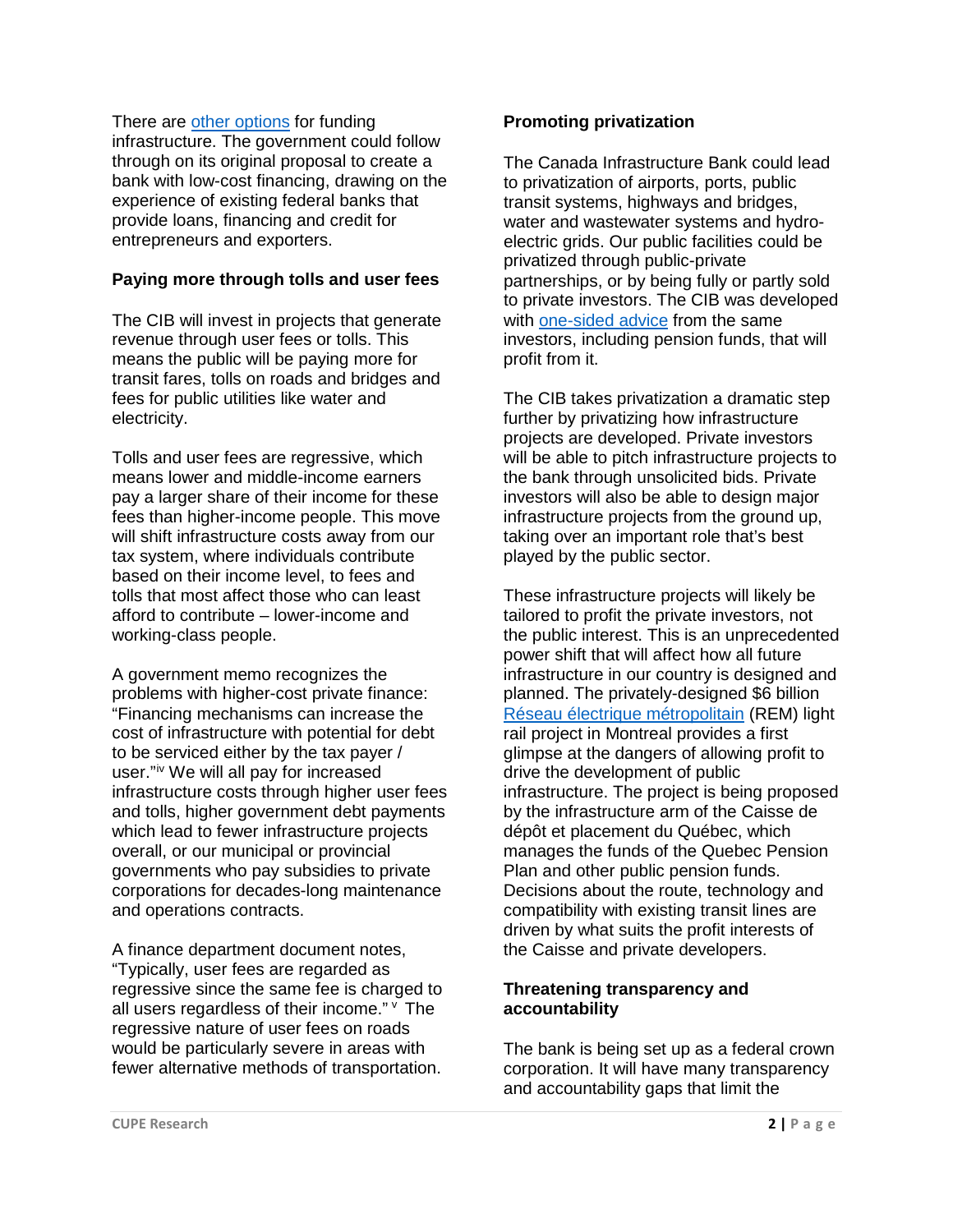There are other options for funding infrastructure. The government could follow through on its original proposal to create a bank with low-cost financing, drawing on the experience of existing federal banks that provide loans, financing and credit for entrepreneurs and exporters.

**Paying more through tolls and user fees**

The CIB will invest in projects that generate revenue through user fees or tolls. This means the public will be paying more for transit fares, tolls on roads and bridges and fees for public utilities like water and electricity.

Tolls and user fees are regressive, which means lower and middle-income earners pay a larger share of their income for these fees than higher-income people. This move will shift infrastructure costs away from our tax system, where individuals contribute based on their income level, to fees and tolls that most affect those who can least afford to contribute – lower-income and working-class people.

A government memo recognizes the problems with higher-cost private finance: "Financing mechanisms can increase the cost of infrastructure with potential for debt to be serviced either by the tax payer / user."[iv] We will all pay for increased infrastructure costs through higher user fees and tolls, higher government debt payments which lead to fewer infrastructure projects overall, or our municipal or provincial governments who pay subsidies to private corporations for decades-long maintenance and operations contracts.

A finance department document notes, "Typically, user fees are regarded as regressive since the same fee is charged to all users regardless of their income."[v] The regressive nature of user fees on roads would be particularly severe in areas with fewer alternative methods of transportation.

**Promoting privatization**

The Canada Infrastructure Bank could lead to privatization of airports, ports, public transit systems, highways and bridges, water and wastewater systems and hydro-electric grids. Our public facilities could be privatized through public-private partnerships, or by being fully or partly sold to private investors. The CIB was developed with one-sided advice from the same investors, including pension funds, that will profit from it.

The CIB takes privatization a dramatic step further by privatizing how infrastructure projects are developed. Private investors will be able to pitch infrastructure projects to the bank through unsolicited bids. Private investors will also be able to design major infrastructure projects from the ground up, taking over an important role that's best played by the public sector.

These infrastructure projects will likely be tailored to profit the private investors, not the public interest. This is an unprecedented power shift that will affect how all future infrastructure in our country is designed and planned. The privately-designed $6 billion Réseau électrique métropolitain (REM) light rail project in Montreal provides a first glimpse at the dangers of allowing profit to drive the development of public infrastructure. The project is being proposed by the infrastructure arm of the Caisse de dépôt et placement du Québec, which manages the funds of the Quebec Pension Plan and other public pension funds. Decisions about the route, technology and compatibility with existing transit lines are driven by what suits the profit interests of the Caisse and private developers.

**Threatening transparency and accountability**

The bank is being set up as a federal crown corporation. It will have many transparency and accountability gaps that limit the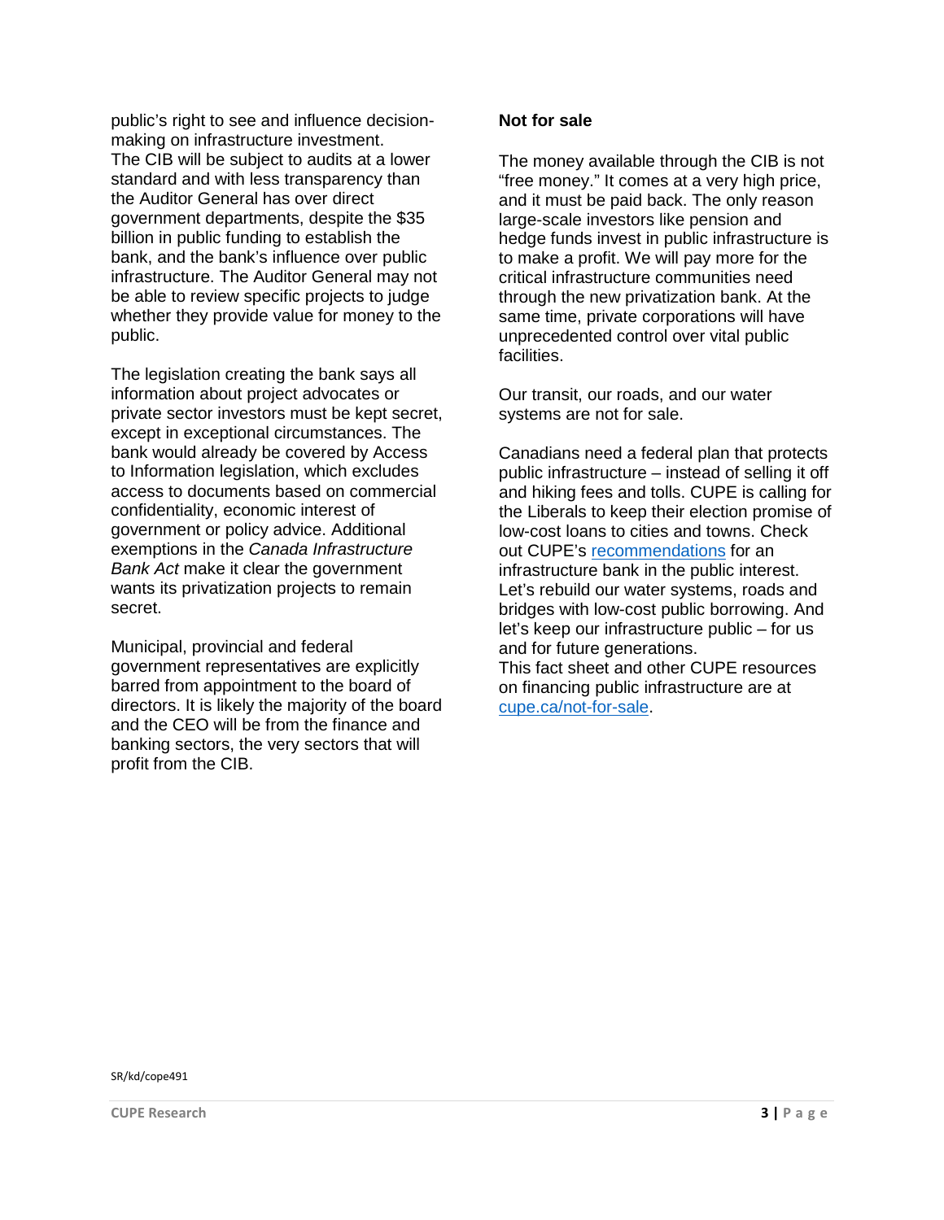public's right to see and influence decision-making on infrastructure investment. The CIB will be subject to audits at a lower standard and with less transparency than the Auditor General has over direct government departments, despite the $35 billion in public funding to establish the bank, and the bank's influence over public infrastructure. The Auditor General may not be able to review specific projects to judge whether they provide value for money to the public.

The legislation creating the bank says all information about project advocates or private sector investors must be kept secret, except in exceptional circumstances. The bank would already be covered by Access to Information legislation, which excludes access to documents based on commercial confidentiality, economic interest of government or policy advice. Additional exemptions in the *Canada Infrastructure Bank Act* make it clear the government wants its privatization projects to remain secret.

Municipal, provincial and federal government representatives are explicitly barred from appointment to the board of directors. It is likely the majority of the board and the CEO will be from the finance and banking sectors, the very sectors that will profit from the CIB.

**Not for sale**

The money available through the CIB is not "free money." It comes at a very high price, and it must be paid back. The only reason large-scale investors like pension and hedge funds invest in public infrastructure is to make a profit. We will pay more for the critical infrastructure communities need through the new privatization bank. At the same time, private corporations will have unprecedented control over vital public facilities.

Our transit, our roads, and our water systems are not for sale.

Canadians need a federal plan that protects public infrastructure – instead of selling it off and hiking fees and tolls. CUPE is calling for the Liberals to keep their election promise of low-cost loans to cities and towns. Check out CUPE's [recommendations](recommendations) for an infrastructure bank in the public interest. Let's rebuild our water systems, roads and bridges with low-cost public borrowing. And let's keep our infrastructure public – for us and for future generations.
This fact sheet and other CUPE resources on financing public infrastructure are at [cupe.ca/not-for-sale](cupe.ca/not-for-sale).

SR/kd/cope491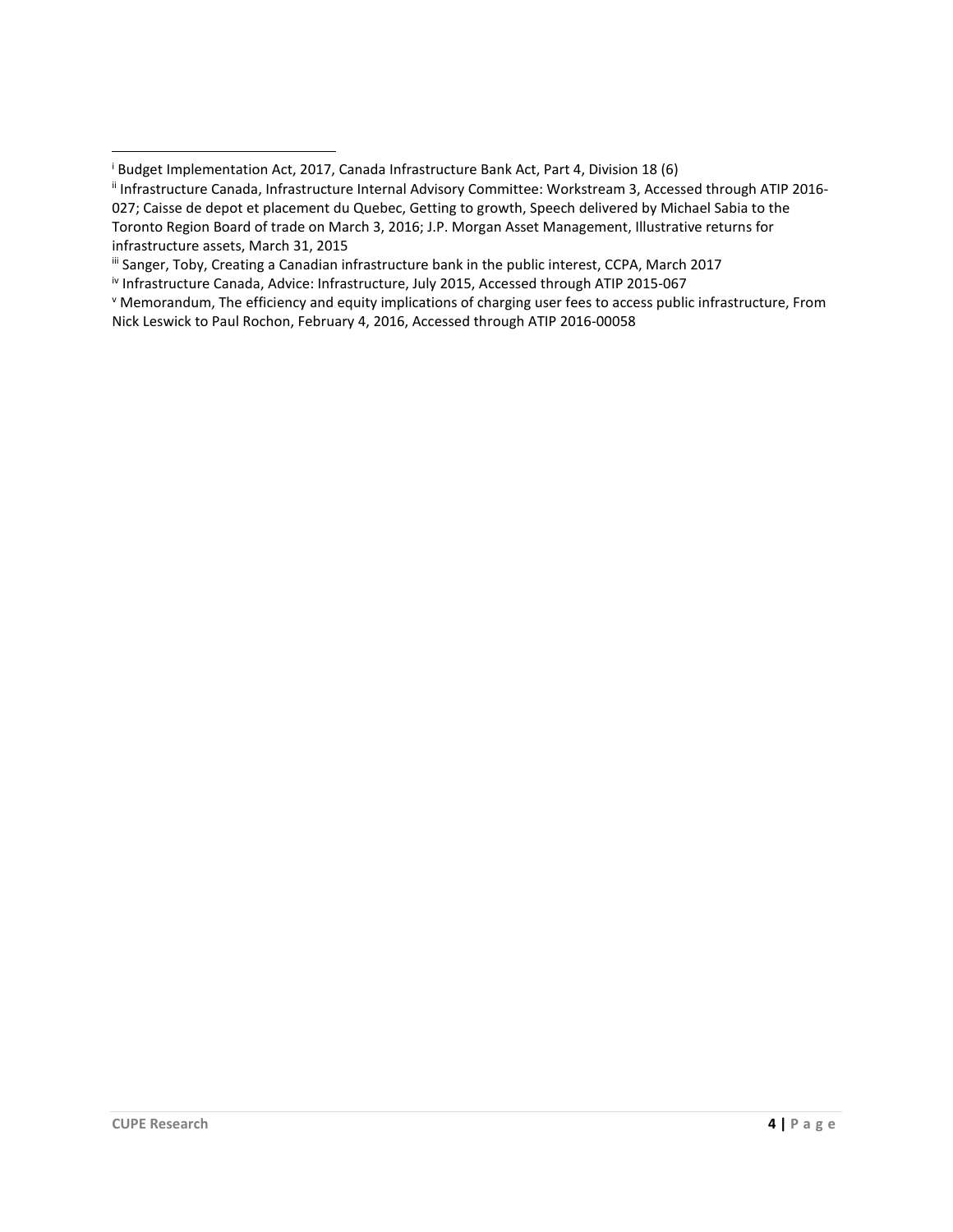[i] Budget Implementation Act, 2017, Canada Infrastructure Bank Act, Part 4, Division 18 (6)

[ii] Infrastructure Canada, Infrastructure Internal Advisory Committee: Workstream 3, Accessed through ATIP 2016-027; Caisse de depot et placement du Quebec, Getting to growth, Speech delivered by Michael Sabia to the Toronto Region Board of trade on March 3, 2016; J.P. Morgan Asset Management, Illustrative returns for infrastructure assets, March 31, 2015

[iii] Sanger, Toby, Creating a Canadian infrastructure bank in the public interest, CCPA, March 2017

[iv] Infrastructure Canada, Advice: Infrastructure, July 2015, Accessed through ATIP 2015-067

[v] Memorandum, The efficiency and equity implications of charging user fees to access public infrastructure, From Nick Leswick to Paul Rochon, February 4, 2016, Accessed through ATIP 2016-00058